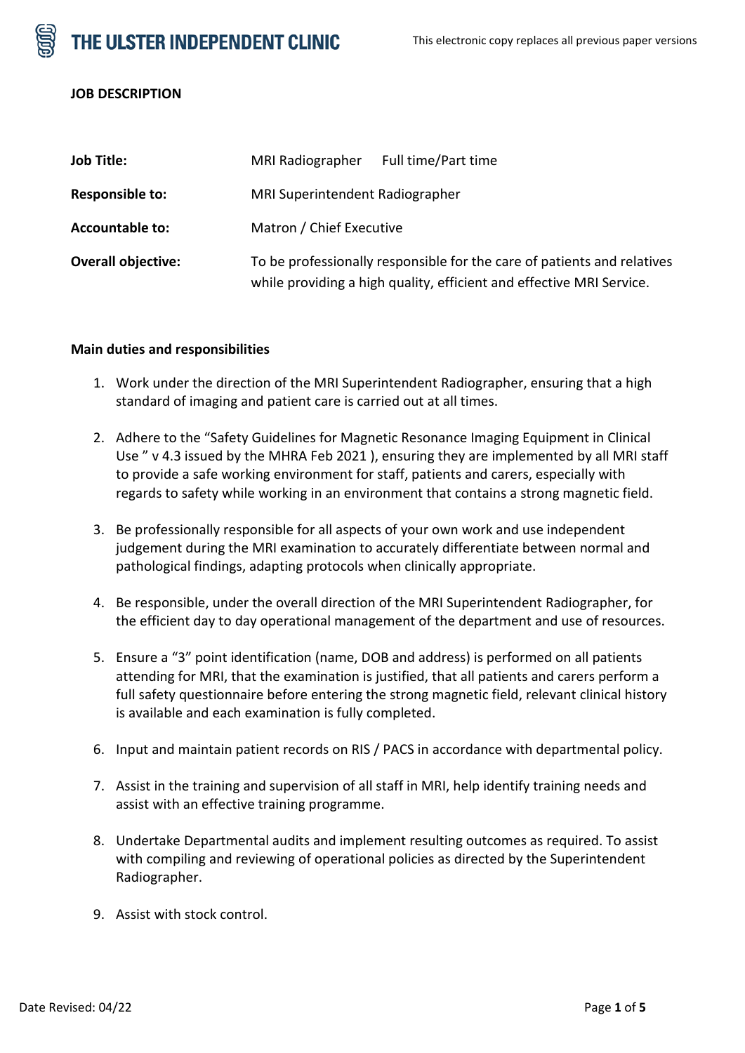**JOB DESCRIPTION**

| | |
|---|---|
| **Job Title:** | MRI Radiographer    Full time/Part time |
| **Responsible to:** | MRI Superintendent Radiographer |
| **Accountable to:** | Matron / Chief Executive |
| **Overall objective:** | To be professionally responsible for the care of patients and relatives while providing a high quality, efficient and effective MRI Service. |

**Main duties and responsibilities**

1. Work under the direction of the MRI Superintendent Radiographer, ensuring that a high standard of imaging and patient care is carried out at all times.
2. Adhere to the "Safety Guidelines for Magnetic Resonance Imaging Equipment in Clinical Use " v 4.3 issued by the MHRA Feb 2021 ), ensuring they are implemented by all MRI staff to provide a safe working environment for staff, patients and carers, especially with regards to safety while working in an environment that contains a strong magnetic field.
3. Be professionally responsible for all aspects of your own work and use independent judgement during the MRI examination to accurately differentiate between normal and pathological findings, adapting protocols when clinically appropriate.
4. Be responsible, under the overall direction of the MRI Superintendent Radiographer, for the efficient day to day operational management of the department and use of resources.
5. Ensure a "3" point identification (name, DOB and address) is performed on all patients attending for MRI, that the examination is justified, that all patients and carers perform a full safety questionnaire before entering the strong magnetic field, relevant clinical history is available and each examination is fully completed.
6. Input and maintain patient records on RIS / PACS in accordance with departmental policy.
7. Assist in the training and supervision of all staff in MRI, help identify training needs and assist with an effective training programme.
8. Undertake Departmental audits and implement resulting outcomes as required. To assist with compiling and reviewing of operational policies as directed by the Superintendent Radiographer.
9. Assist with stock control.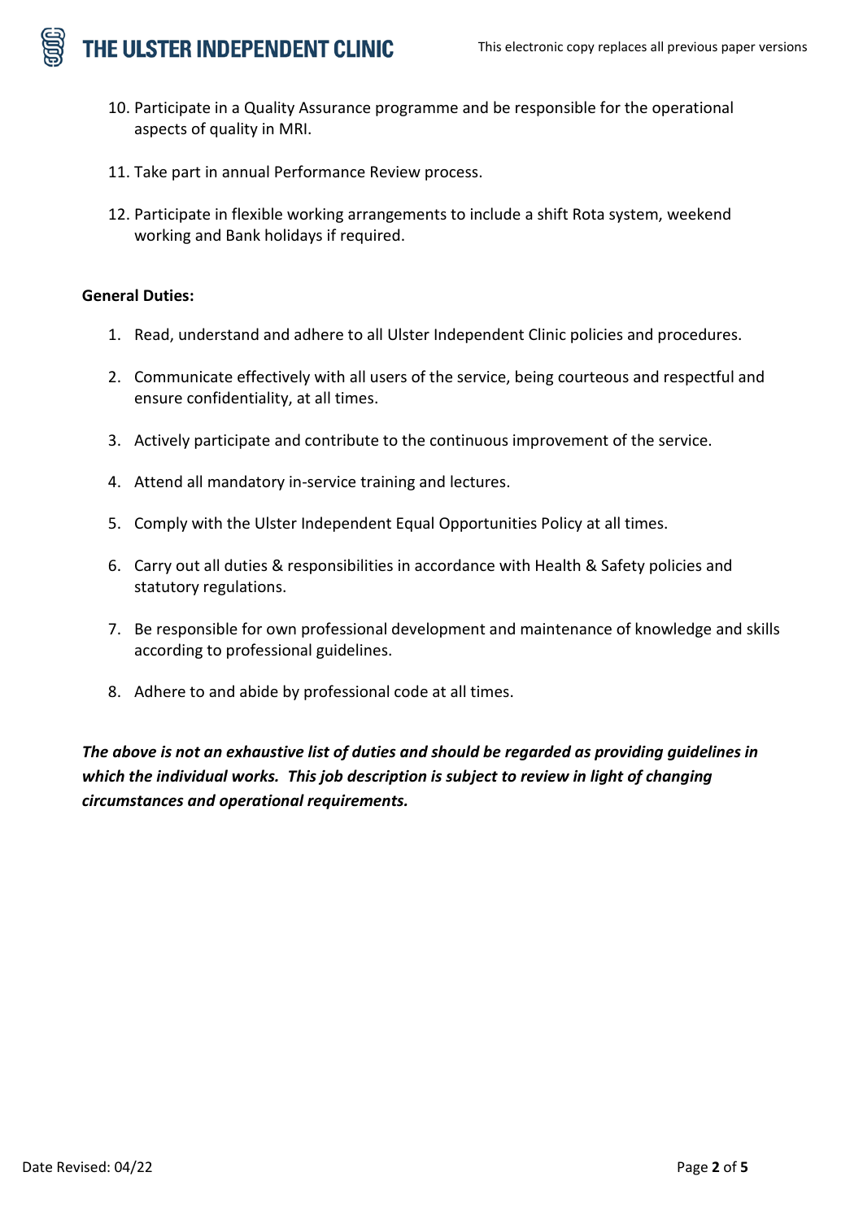10. Participate in a Quality Assurance programme and be responsible for the operational aspects of quality in MRI.

11. Take part in annual Performance Review process.

12. Participate in flexible working arrangements to include a shift Rota system, weekend working and Bank holidays if required.

**General Duties:**

1. Read, understand and adhere to all Ulster Independent Clinic policies and procedures.

2. Communicate effectively with all users of the service, being courteous and respectful and ensure confidentiality, at all times.

3. Actively participate and contribute to the continuous improvement of the service.

4. Attend all mandatory in-service training and lectures.

5. Comply with the Ulster Independent Equal Opportunities Policy at all times.

6. Carry out all duties & responsibilities in accordance with Health & Safety policies and statutory regulations.

7. Be responsible for own professional development and maintenance of knowledge and skills according to professional guidelines.

8. Adhere to and abide by professional code at all times.

***The above is not an exhaustive list of duties and should be regarded as providing guidelines in which the individual works. This job description is subject to review in light of changing circumstances and operational requirements.***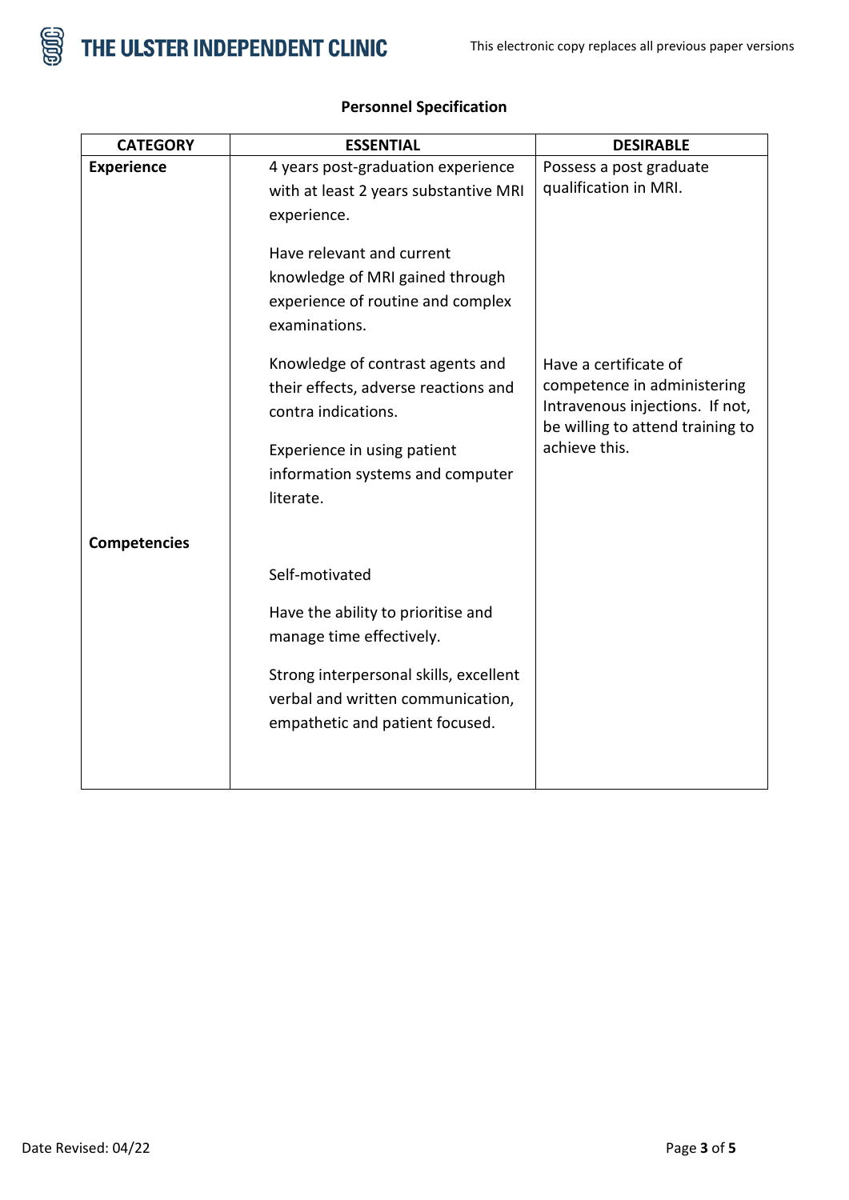**Personnel Specification**

| CATEGORY | ESSENTIAL | DESIRABLE |
|---|---|---|
| **Experience** | 4 years post-graduation experience with at least 2 years substantive MRI experience. | Possess a post graduate qualification in MRI. |
| | Have relevant and current knowledge of MRI gained through experience of routine and complex examinations. | |
| | Knowledge of contrast agents and their effects, adverse reactions and contra indications. | Have a certificate of competence in administering Intravenous injections. If not, be willing to attend training to achieve this. |
| | Experience in using patient information systems and computer literate. | |
| **Competencies** | Self-motivated | |
| | Have the ability to prioritise and manage time effectively. | |
| | Strong interpersonal skills, excellent verbal and written communication, empathetic and patient focused. | |

Date Revised: 04/22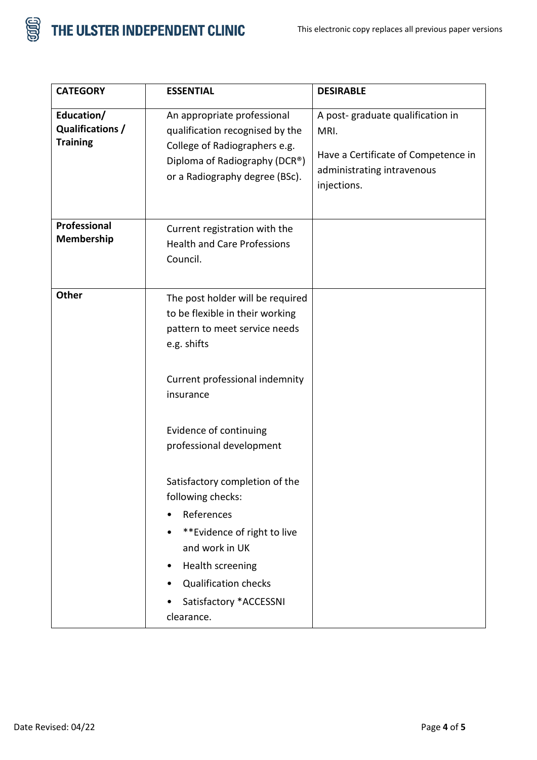| CATEGORY | ESSENTIAL | DESIRABLE |
| --- | --- | --- |
| **Education/ Qualifications / Training** | An appropriate professional qualification recognised by the College of Radiographers e.g. Diploma of Radiography (DCR®) or a Radiography degree (BSc). | A post- graduate qualification in MRI.<br><br>Have a Certificate of Competence in administrating intravenous injections. |
| **Professional Membership** | Current registration with the Health and Care Professions Council. | |
| **Other** | The post holder will be required to be flexible in their working pattern to meet service needs e.g. shifts<br><br>Current professional indemnity insurance<br><br>Evidence of continuing professional development<br><br>Satisfactory completion of the following checks:<br>• References<br>• **Evidence of right to live and work in UK<br>• Health screening<br>• Qualification checks<br>• Satisfactory *ACCESSNI clearance. | |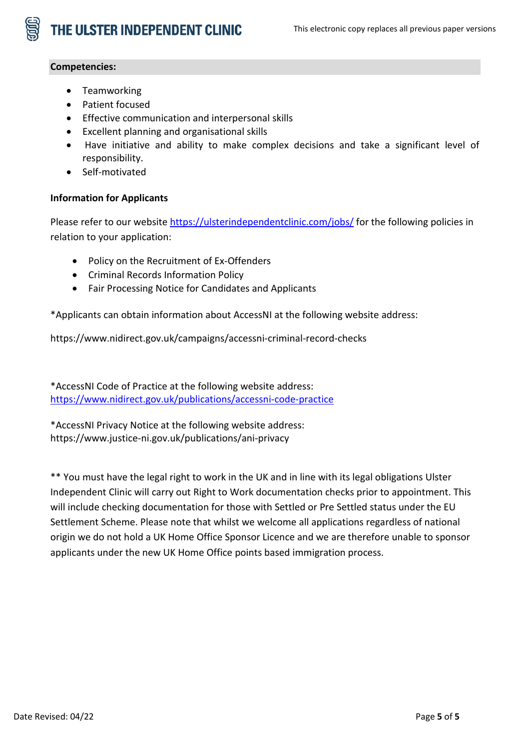**Competencies:**

- Teamworking
- Patient focused
- Effective communication and interpersonal skills
- Excellent planning and organisational skills
- Have initiative and ability to make complex decisions and take a significant level of responsibility.
- Self-motivated

**Information for Applicants**

Please refer to our website [https://ulsterindependentclinic.com/jobs/](https://ulsterindependentclinic.com/jobs/) for the following policies in relation to your application:

- Policy on the Recruitment of Ex-Offenders
- Criminal Records Information Policy
- Fair Processing Notice for Candidates and Applicants

*Applicants can obtain information about AccessNI at the following website address:

https://www.nidirect.gov.uk/campaigns/accessni-criminal-record-checks

*AccessNI Code of Practice at the following website address:
[https://www.nidirect.gov.uk/publications/accessni-code-practice](https://www.nidirect.gov.uk/publications/accessni-code-practice)

*AccessNI Privacy Notice at the following website address:
https://www.justice-ni.gov.uk/publications/ani-privacy

** You must have the legal right to work in the UK and in line with its legal obligations Ulster Independent Clinic will carry out Right to Work documentation checks prior to appointment. This will include checking documentation for those with Settled or Pre Settled status under the EU Settlement Scheme. Please note that whilst we welcome all applications regardless of national origin we do not hold a UK Home Office Sponsor Licence and we are therefore unable to sponsor applicants under the new UK Home Office points based immigration process.

Date Revised: 04/22